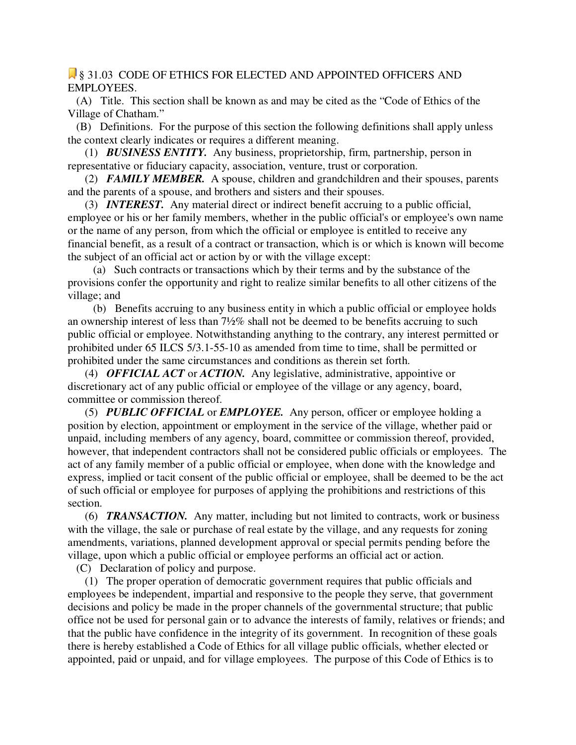§ 31.03 CODE OF ETHICS FOR ELECTED AND APPOINTED OFFICERS AND EMPLOYEES.

(A) Title. This section shall be known as and may be cited as the "Code of Ethics of the Village of Chatham."

(B) Definitions. For the purpose of this section the following definitions shall apply unless the context clearly indicates or requires a different meaning.

(1) ***BUSINESS ENTITY.*** Any business, proprietorship, firm, partnership, person in representative or fiduciary capacity, association, venture, trust or corporation.

(2) ***FAMILY MEMBER.*** A spouse, children and grandchildren and their spouses, parents and the parents of a spouse, and brothers and sisters and their spouses.

(3) ***INTEREST.*** Any material direct or indirect benefit accruing to a public official, employee or his or her family members, whether in the public official's or employee's own name or the name of any person, from which the official or employee is entitled to receive any financial benefit, as a result of a contract or transaction, which is or which is known will become the subject of an official act or action by or with the village except:

(a) Such contracts or transactions which by their terms and by the substance of the provisions confer the opportunity and right to realize similar benefits to all other citizens of the village; and

(b) Benefits accruing to any business entity in which a public official or employee holds an ownership interest of less than 7½% shall not be deemed to be benefits accruing to such public official or employee. Notwithstanding anything to the contrary, any interest permitted or prohibited under 65 ILCS 5/3.1-55-10 as amended from time to time, shall be permitted or prohibited under the same circumstances and conditions as therein set forth.

(4) ***OFFICIAL ACT*** or ***ACTION.*** Any legislative, administrative, appointive or discretionary act of any public official or employee of the village or any agency, board, committee or commission thereof.

(5) ***PUBLIC OFFICIAL*** or ***EMPLOYEE.*** Any person, officer or employee holding a position by election, appointment or employment in the service of the village, whether paid or unpaid, including members of any agency, board, committee or commission thereof, provided, however, that independent contractors shall not be considered public officials or employees. The act of any family member of a public official or employee, when done with the knowledge and express, implied or tacit consent of the public official or employee, shall be deemed to be the act of such official or employee for purposes of applying the prohibitions and restrictions of this section.

(6) ***TRANSACTION.*** Any matter, including but not limited to contracts, work or business with the village, the sale or purchase of real estate by the village, and any requests for zoning amendments, variations, planned development approval or special permits pending before the village, upon which a public official or employee performs an official act or action.

(C) Declaration of policy and purpose.

(1) The proper operation of democratic government requires that public officials and employees be independent, impartial and responsive to the people they serve, that government decisions and policy be made in the proper channels of the governmental structure; that public office not be used for personal gain or to advance the interests of family, relatives or friends; and that the public have confidence in the integrity of its government. In recognition of these goals there is hereby established a Code of Ethics for all village public officials, whether elected or appointed, paid or unpaid, and for village employees. The purpose of this Code of Ethics is to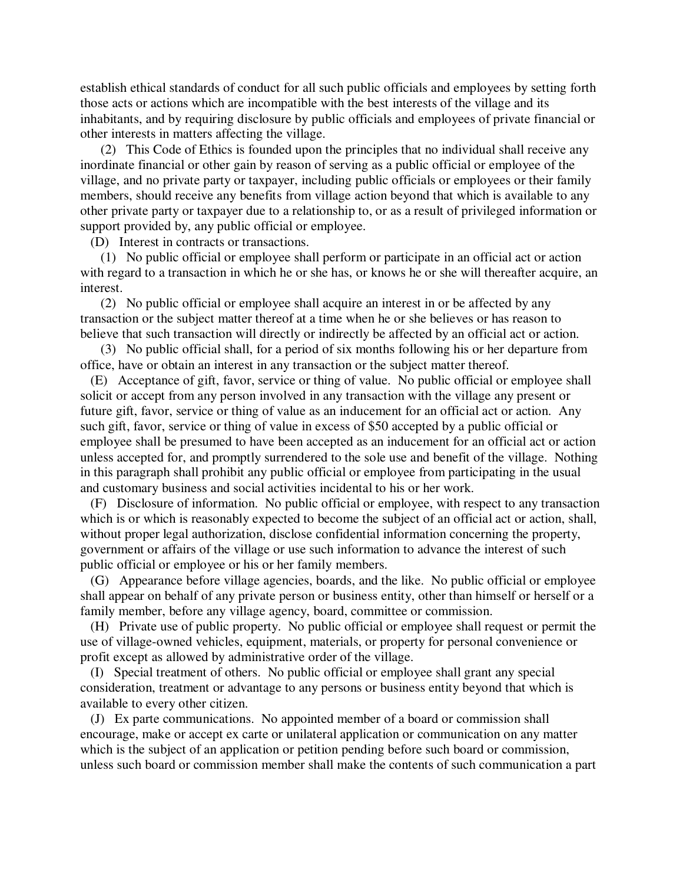establish ethical standards of conduct for all such public officials and employees by setting forth those acts or actions which are incompatible with the best interests of the village and its inhabitants, and by requiring disclosure by public officials and employees of private financial or other interests in matters affecting the village.

(2) This Code of Ethics is founded upon the principles that no individual shall receive any inordinate financial or other gain by reason of serving as a public official or employee of the village, and no private party or taxpayer, including public officials or employees or their family members, should receive any benefits from village action beyond that which is available to any other private party or taxpayer due to a relationship to, or as a result of privileged information or support provided by, any public official or employee.

(D) Interest in contracts or transactions.

(1) No public official or employee shall perform or participate in an official act or action with regard to a transaction in which he or she has, or knows he or she will thereafter acquire, an interest.

(2) No public official or employee shall acquire an interest in or be affected by any transaction or the subject matter thereof at a time when he or she believes or has reason to believe that such transaction will directly or indirectly be affected by an official act or action.

(3) No public official shall, for a period of six months following his or her departure from office, have or obtain an interest in any transaction or the subject matter thereof.

(E) Acceptance of gift, favor, service or thing of value. No public official or employee shall solicit or accept from any person involved in any transaction with the village any present or future gift, favor, service or thing of value as an inducement for an official act or action. Any such gift, favor, service or thing of value in excess of $50 accepted by a public official or employee shall be presumed to have been accepted as an inducement for an official act or action unless accepted for, and promptly surrendered to the sole use and benefit of the village. Nothing in this paragraph shall prohibit any public official or employee from participating in the usual and customary business and social activities incidental to his or her work.

(F) Disclosure of information. No public official or employee, with respect to any transaction which is or which is reasonably expected to become the subject of an official act or action, shall, without proper legal authorization, disclose confidential information concerning the property, government or affairs of the village or use such information to advance the interest of such public official or employee or his or her family members.

(G) Appearance before village agencies, boards, and the like. No public official or employee shall appear on behalf of any private person or business entity, other than himself or herself or a family member, before any village agency, board, committee or commission.

(H) Private use of public property. No public official or employee shall request or permit the use of village-owned vehicles, equipment, materials, or property for personal convenience or profit except as allowed by administrative order of the village.

(I) Special treatment of others. No public official or employee shall grant any special consideration, treatment or advantage to any persons or business entity beyond that which is available to every other citizen.

(J) Ex parte communications. No appointed member of a board or commission shall encourage, make or accept ex carte or unilateral application or communication on any matter which is the subject of an application or petition pending before such board or commission, unless such board or commission member shall make the contents of such communication a part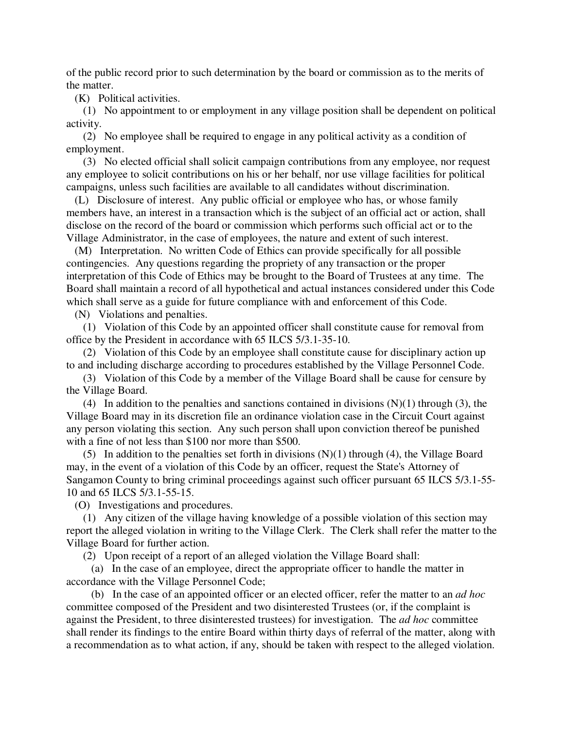of the public record prior to such determination by the board or commission as to the merits of the matter.

(K) Political activities.

(1) No appointment to or employment in any village position shall be dependent on political activity.

(2) No employee shall be required to engage in any political activity as a condition of employment.

(3) No elected official shall solicit campaign contributions from any employee, nor request any employee to solicit contributions on his or her behalf, nor use village facilities for political campaigns, unless such facilities are available to all candidates without discrimination.

(L) Disclosure of interest. Any public official or employee who has, or whose family members have, an interest in a transaction which is the subject of an official act or action, shall disclose on the record of the board or commission which performs such official act or to the Village Administrator, in the case of employees, the nature and extent of such interest.

(M) Interpretation. No written Code of Ethics can provide specifically for all possible contingencies. Any questions regarding the propriety of any transaction or the proper interpretation of this Code of Ethics may be brought to the Board of Trustees at any time. The Board shall maintain a record of all hypothetical and actual instances considered under this Code which shall serve as a guide for future compliance with and enforcement of this Code.

(N) Violations and penalties.

(1) Violation of this Code by an appointed officer shall constitute cause for removal from office by the President in accordance with 65 ILCS 5/3.1-35-10.

(2) Violation of this Code by an employee shall constitute cause for disciplinary action up to and including discharge according to procedures established by the Village Personnel Code.

(3) Violation of this Code by a member of the Village Board shall be cause for censure by the Village Board.

(4) In addition to the penalties and sanctions contained in divisions (N)(1) through (3), the Village Board may in its discretion file an ordinance violation case in the Circuit Court against any person violating this section. Any such person shall upon conviction thereof be punished with a fine of not less than $100 nor more than $500.

(5) In addition to the penalties set forth in divisions (N)(1) through (4), the Village Board may, in the event of a violation of this Code by an officer, request the State's Attorney of Sangamon County to bring criminal proceedings against such officer pursuant 65 ILCS 5/3.1-55-10 and 65 ILCS 5/3.1-55-15.

(O) Investigations and procedures.

(1) Any citizen of the village having knowledge of a possible violation of this section may report the alleged violation in writing to the Village Clerk. The Clerk shall refer the matter to the Village Board for further action.

(2) Upon receipt of a report of an alleged violation the Village Board shall:

(a) In the case of an employee, direct the appropriate officer to handle the matter in accordance with the Village Personnel Code;

(b) In the case of an appointed officer or an elected officer, refer the matter to an *ad hoc* committee composed of the President and two disinterested Trustees (or, if the complaint is against the President, to three disinterested trustees) for investigation. The *ad hoc* committee shall render its findings to the entire Board within thirty days of referral of the matter, along with a recommendation as to what action, if any, should be taken with respect to the alleged violation.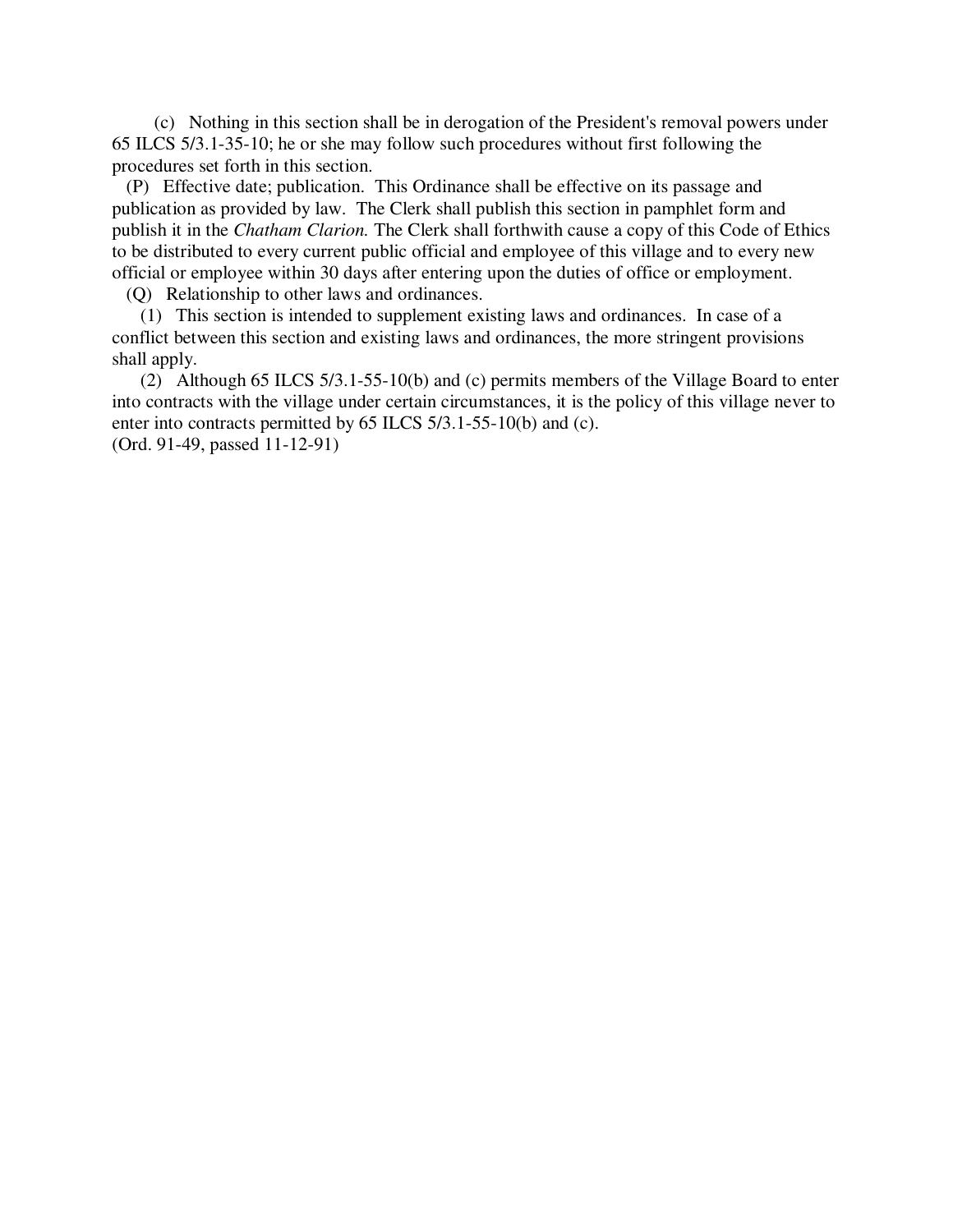(c) Nothing in this section shall be in derogation of the President's removal powers under 65 ILCS 5/3.1-35-10; he or she may follow such procedures without first following the procedures set forth in this section.

(P) Effective date; publication. This Ordinance shall be effective on its passage and publication as provided by law. The Clerk shall publish this section in pamphlet form and publish it in the *Chatham Clarion.* The Clerk shall forthwith cause a copy of this Code of Ethics to be distributed to every current public official and employee of this village and to every new official or employee within 30 days after entering upon the duties of office or employment.

(Q) Relationship to other laws and ordinances.

(1) This section is intended to supplement existing laws and ordinances. In case of a conflict between this section and existing laws and ordinances, the more stringent provisions shall apply.

(2) Although 65 ILCS 5/3.1-55-10(b) and (c) permits members of the Village Board to enter into contracts with the village under certain circumstances, it is the policy of this village never to enter into contracts permitted by 65 ILCS 5/3.1-55-10(b) and (c).

(Ord. 91-49, passed 11-12-91)